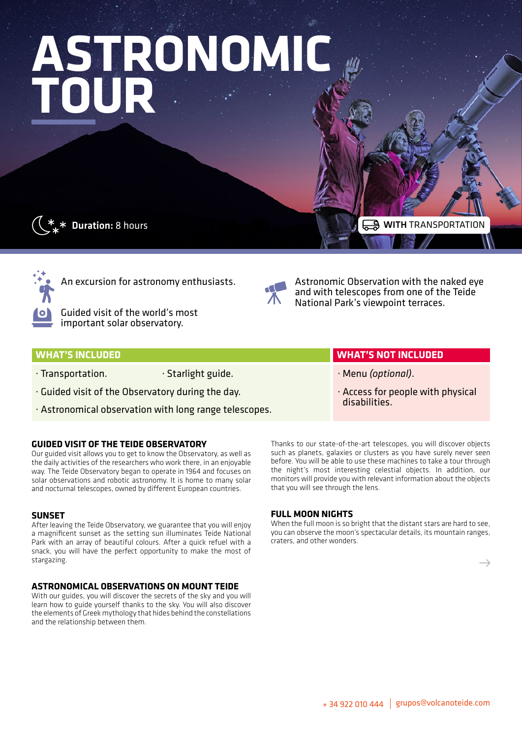# ASTRONOMIC TOUR

**Duration:** 8 hours

**WITH** TRANSPORTATION

An excursion for astronomy enthusiasts.

Guided visit of the world's most important solar observatory.

Astronomic Observation with the naked eye and with telescopes from one of the Teide National Park's viewpoint terraces.

| WHAT'S INCLUDED | WHAT'S NOT INCLUDED |
|---|---|
| · Transportation. · Starlight guide. | · Menu *(optional)*. |
| · Guided visit of the Observatory during the day. | · Access for people with physical disabilities. |
| · Astronomical observation with long range telescopes. | |

## GUIDED VISIT OF THE TEIDE OBSERVATORY

Our guided visit allows you to get to know the Observatory, as well as the daily activities of the researchers who work there, in an enjoyable way. The Teide Observatory began to operate in 1964 and focuses on solar observations and robotic astronomy. It is home to many solar and nocturnal telescopes, owned by different European countries.

## SUNSET

After leaving the Teide Observatory, we guarantee that you will enjoy a magnificent sunset as the setting sun illuminates Teide National Park with an array of beautiful colours. After a quick refuel with a snack, you will have the perfect opportunity to make the most of stargazing.

## ASTRONOMICAL OBSERVATIONS ON MOUNT TEIDE

With our guides, you will discover the secrets of the sky and you will learn how to guide yourself thanks to the sky. You will also discover the elements of Greek mythology that hides behind the constellations and the relationship between them.

Thanks to our state-of-the-art telescopes, you will discover objects such as planets, galaxies or clusters as you have surely never seen before. You will be able to use these machines to take a tour through the night's most interesting celestial objects. In addition, our monitors will provide you with relevant information about the objects that you will see through the lens.

## FULL MOON NIGHTS

When the full moon is so bright that the distant stars are hard to see, you can observe the moon's spectacular details, its mountain ranges, craters, and other wonders.

+ 34 922 010 444 | grupos@volcanoteide.com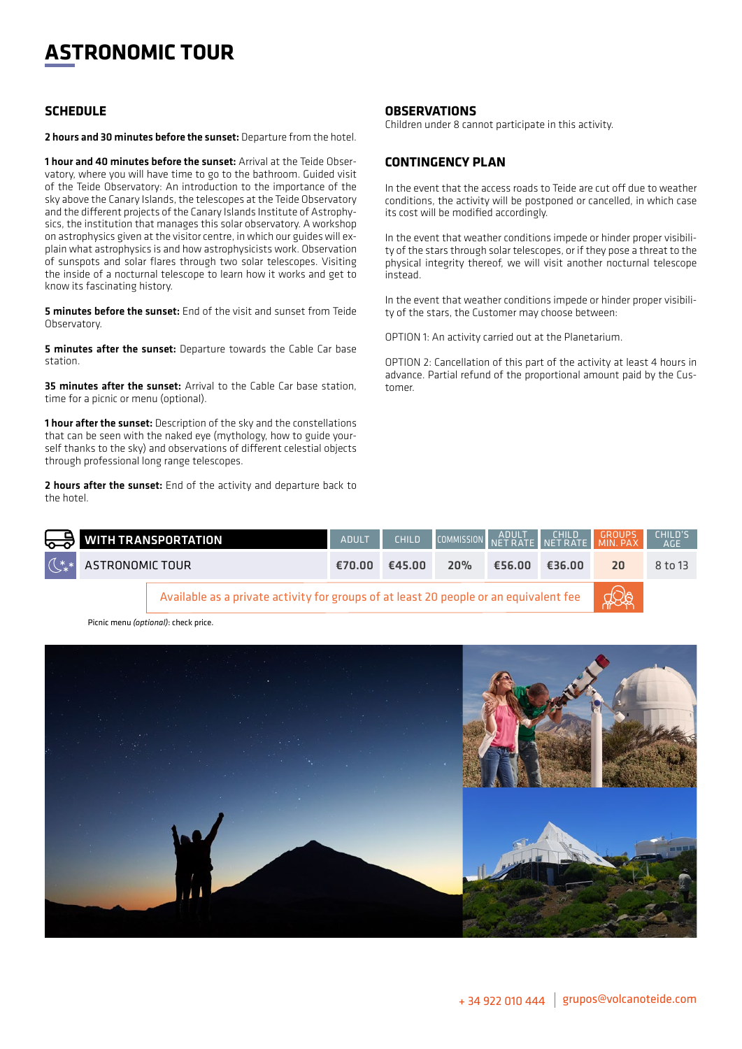# ASTRONOMIC TOUR

## SCHEDULE

**2 hours and 30 minutes before the sunset:** Departure from the hotel.

**1 hour and 40 minutes before the sunset:** Arrival at the Teide Observatory, where you will have time to go to the bathroom. Guided visit of the Teide Observatory: An introduction to the importance of the sky above the Canary Islands, the telescopes at the Teide Observatory and the different projects of the Canary Islands Institute of Astrophysics, the institution that manages this solar observatory. A workshop on astrophysics given at the visitor centre, in which our guides will explain what astrophysics is and how astrophysicists work. Observation of sunspots and solar flares through two solar telescopes. Visiting the inside of a nocturnal telescope to learn how it works and get to know its fascinating history.

**5 minutes before the sunset:** End of the visit and sunset from Teide Observatory.

**5 minutes after the sunset:** Departure towards the Cable Car base station.

**35 minutes after the sunset:** Arrival to the Cable Car base station, time for a picnic or menu (optional).

**1 hour after the sunset:** Description of the sky and the constellations that can be seen with the naked eye (mythology, how to guide yourself thanks to the sky) and observations of different celestial objects through professional long range telescopes.

**2 hours after the sunset:** End of the activity and departure back to the hotel.

## OBSERVATIONS

Children under 8 cannot participate in this activity.

## CONTINGENCY PLAN

In the event that the access roads to Teide are cut off due to weather conditions, the activity will be postponed or cancelled, in which case its cost will be modified accordingly.

In the event that weather conditions impede or hinder proper visibility of the stars through solar telescopes, or if they pose a threat to the physical integrity thereof, we will visit another nocturnal telescope instead.

In the event that weather conditions impede or hinder proper visibility of the stars, the Customer may choose between:

OPTION 1: An activity carried out at the Planetarium.

OPTION 2: Cancellation of this part of the activity at least 4 hours in advance. Partial refund of the proportional amount paid by the Customer.

| WITH TRANSPORTATION | ADULT | CHILD | COMMISSION | ADULT NET RATE | CHILD NET RATE | GROUPS MIN. PAX | CHILD'S AGE |
|---|---|---|---|---|---|---|---|
| ASTRONOMIC TOUR | €70.00 | €45.00 | 20% | €56.00 | €36.00 | 20 | 8 to 13 |

Available as a private activity for groups of at least 20 people or an equivalent fee

Picnic menu *(optional)*: check price.

+ 34 922 010 444 | grupos@volcanoteide.com